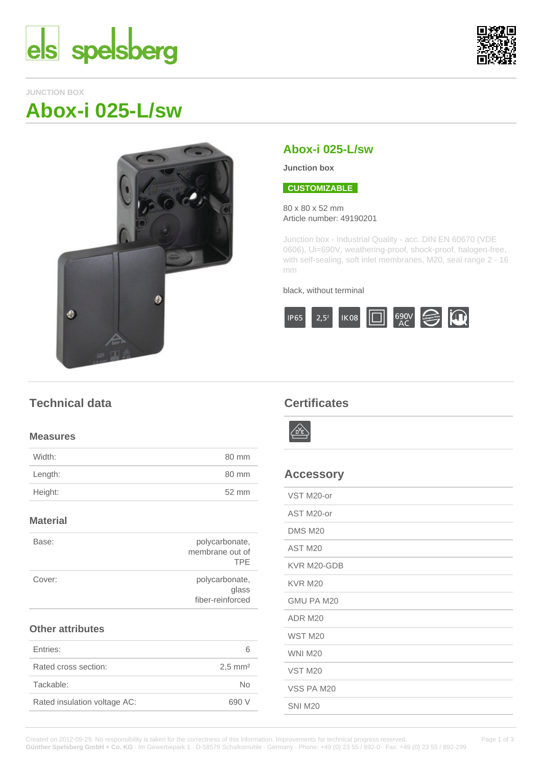JUNCTION BOX

# Abox-i 025-L/sw

## Abox-i 025-L/sw

**Junction box**

**CUSTOMIZABLE**

80 x 80 x 52 mm
Article number: 49190201

Junction box - Industrial Quality - acc. DIN EN 60670 (VDE 0606), Ui=690V, weathering-proof, shock-proof, halogen-free, with self-sealing, soft inlet membranes, M20, seal range 2 - 16 mm

black, without terminal

IP65 | 2,5² | IK08 | 690V AC

## Technical data

### Measures

| | |
|---|---|
| Width: | 80 mm |
| Length: | 80 mm |
| Height: | 52 mm |

### Material

| | |
|---|---|
| Base: | polycarbonate, membrane out of TPE |
| Cover: | polycarbonate, glass fiber-reinforced |

### Other attributes

| | |
|---|---|
| Entries: | 6 |
| Rated cross section: | 2,5 mm² |
| Tackable: | No |
| Rated insulation voltage AC: | 690 V |

## Certificates

## Accessory

- VST M20-or
- AST M20-or
- DMS M20
- AST M20
- KVR M20-GDB
- KVR M20
- GMU PA M20
- ADR M20
- WST M20
- WNI M20
- VST M20
- VSS PA M20
- SNI M20

Created on 2012-09-29. No responsibility is taken for the correctness of this information. Improvements for technical progress reserved.
**Günther Spelsberg GmbH + Co. KG** · Im Gewerbepark 1 · D-58579 Schalksmühle · Germany · Phone: +49 (0) 23 55 / 892-0 · Fax: +49 (0) 23 55 / 892-299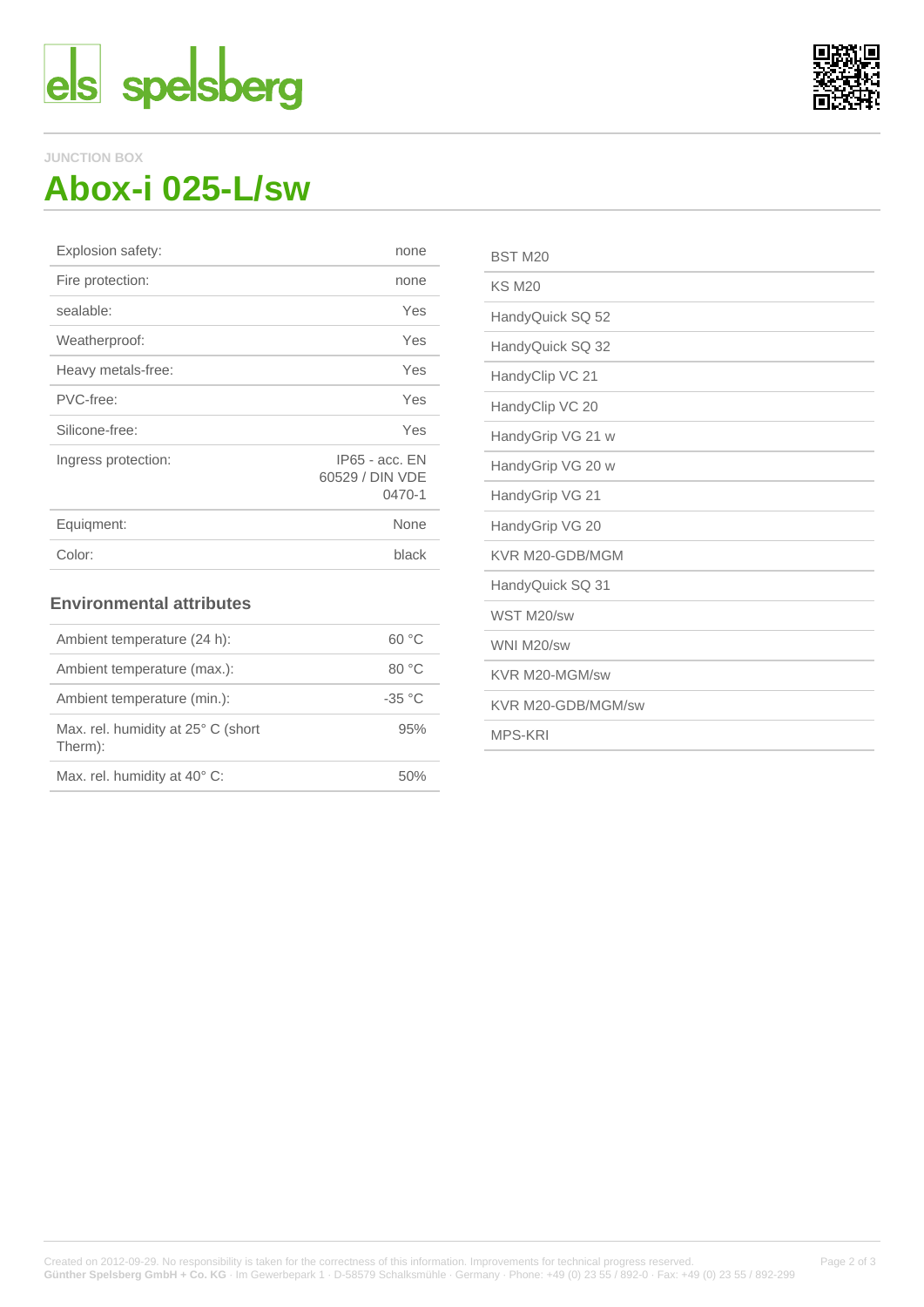JUNCTION BOX

# Abox-i 025-L/sw

| | |
|---|---|
| Explosion safety: | none |
| Fire protection: | none |
| sealable: | Yes |
| Weatherproof: | Yes |
| Heavy metals-free: | Yes |
| PVC-free: | Yes |
| Silicone-free: | Yes |
| Ingress protection: | IP65 - acc. EN 60529 / DIN VDE 0470-1 |
| Equiqment: | None |
| Color: | black |

### Environmental attributes

| | |
|---|---|
| Ambient temperature (24 h): | 60 °C |
| Ambient temperature (max.): | 80 °C |
| Ambient temperature (min.): | -35 °C |
| Max. rel. humidity at 25° C (short Therm): | 95% |
| Max. rel. humidity at 40° C: | 50% |

- BST M20
- KS M20
- HandyQuick SQ 52
- HandyQuick SQ 32
- HandyClip VC 21
- HandyClip VC 20
- HandyGrip VG 21 w
- HandyGrip VG 20 w
- HandyGrip VG 21
- HandyGrip VG 20
- KVR M20-GDB/MGM
- HandyQuick SQ 31
- WST M20/sw
- WNI M20/sw
- KVR M20-MGM/sw
- KVR M20-GDB/MGM/sw
- MPS-KRI

Created on 2012-09-29. No responsibility is taken for the correctness of this information. Improvements for technical progress reserved.
**Günther Spelsberg GmbH + Co. KG** · Im Gewerbepark 1 · D-58579 Schalksmühle · Germany · Phone: +49 (0) 23 55 / 892-0 · Fax: +49 (0) 23 55 / 892-299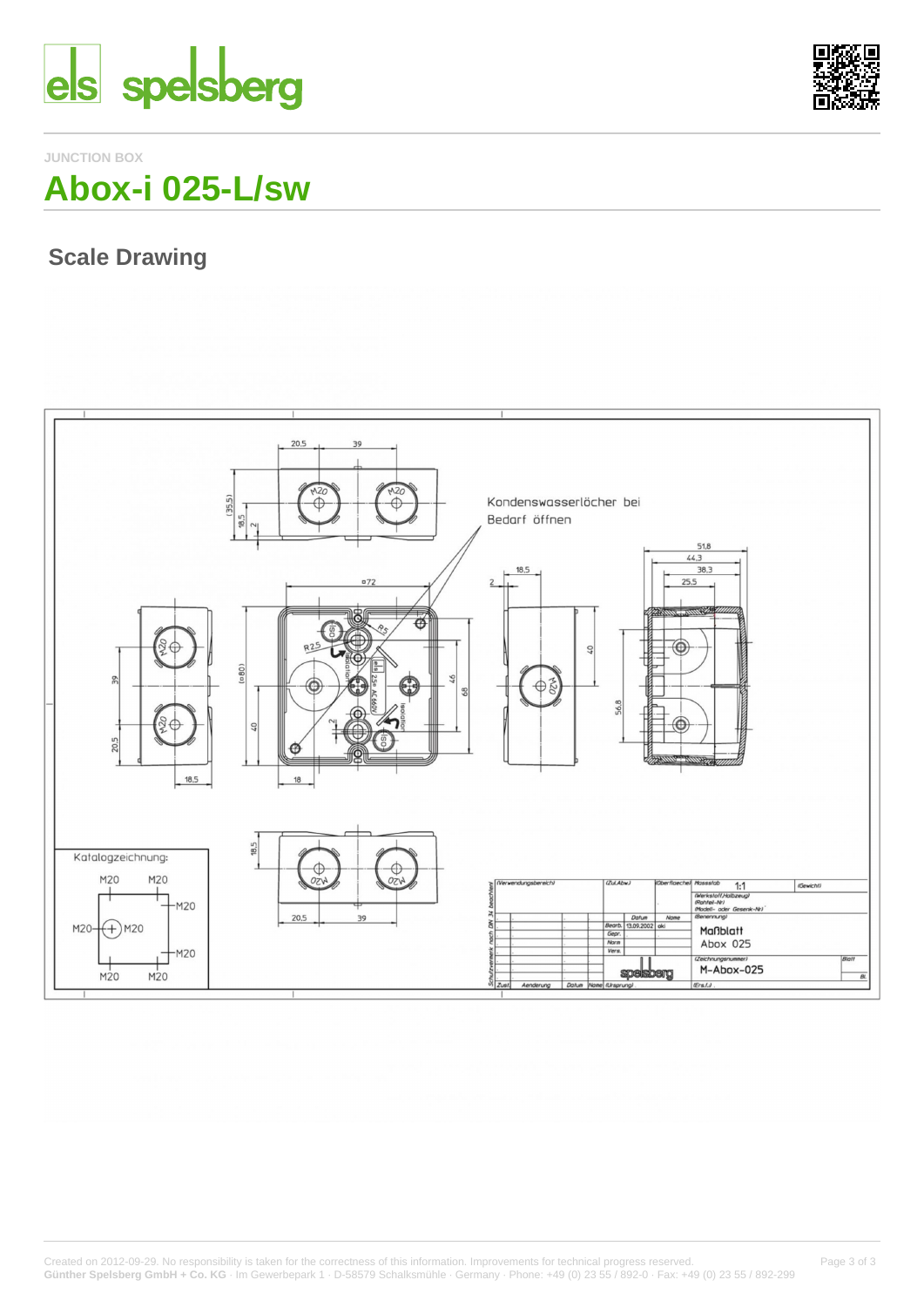JUNCTION BOX

# Abox-i 025-L/sw

## Scale Drawing

Kondenswasserlöcher bei Bedarf öffnen

Katalogzeichnung:

M20 M20
M20
M20 M20
M20
M20 M20

Maßstab 1:1

Bearb. 13.09.2002 oki

Maßblatt
Abox 025

M-Abox-025

Created on 2012-09-29. No responsibility is taken for the correctness of this information. Improvements for technical progress reserved.
**Günther Spelsberg GmbH + Co. KG** · Im Gewerbepark 1 · D-58579 Schalksmühle · Germany · Phone: +49 (0) 23 55 / 892-0 · Fax: +49 (0) 23 55 / 892-299